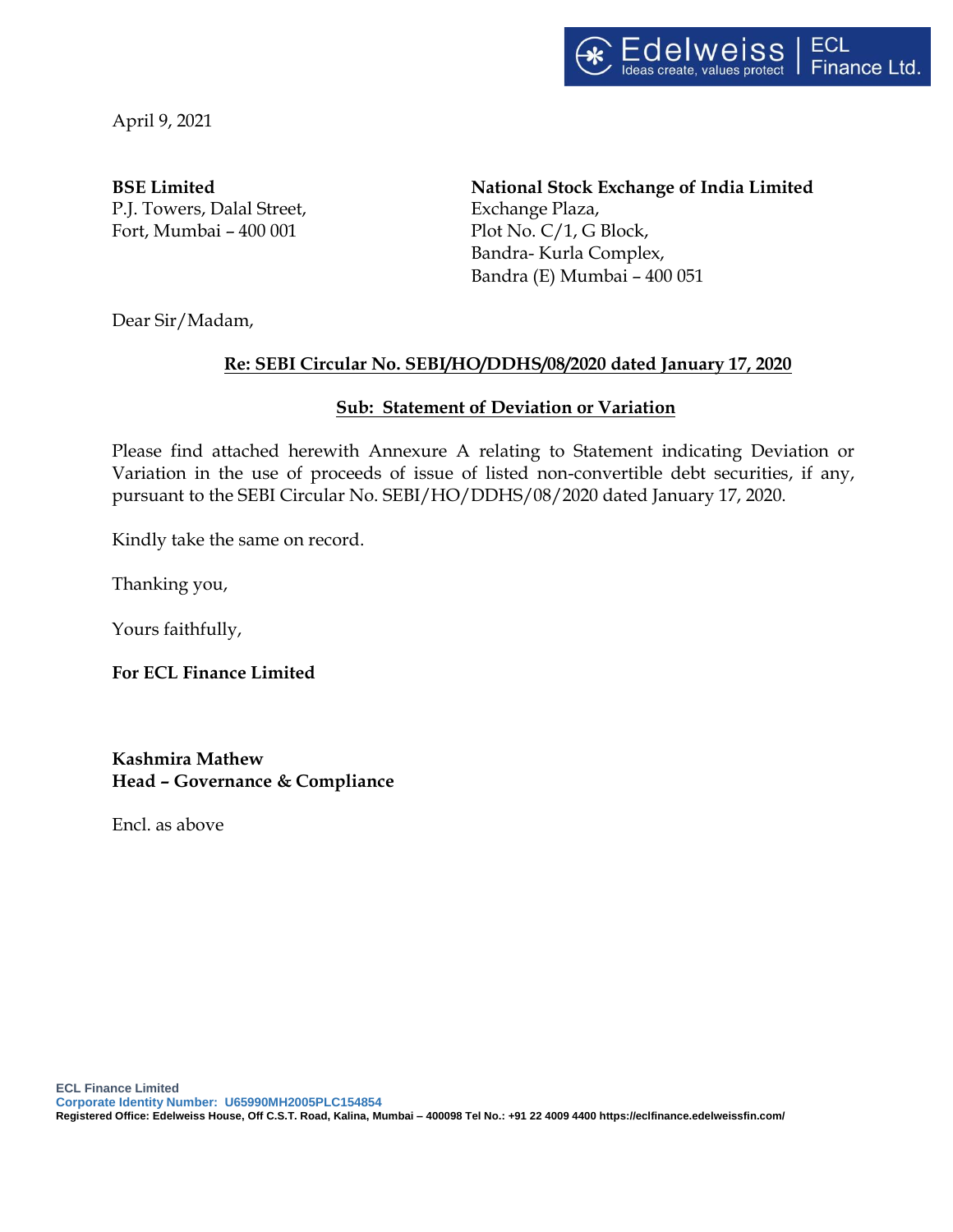April 9, 2021

**BSE Limited**
P.J. Towers, Dalal Street,
Fort, Mumbai – 400 001

**National Stock Exchange of India Limited**
Exchange Plaza,
Plot No. C/1, G Block,
Bandra- Kurla Complex,
Bandra (E) Mumbai – 400 051

Dear Sir/Madam,

**Re: SEBI Circular No. SEBI/HO/DDHS/08/2020 dated January 17, 2020**

**Sub: Statement of Deviation or Variation**

Please find attached herewith Annexure A relating to Statement indicating Deviation or Variation in the use of proceeds of issue of listed non-convertible debt securities, if any, pursuant to the SEBI Circular No. SEBI/HO/DDHS/08/2020 dated January 17, 2020.

Kindly take the same on record.

Thanking you,

Yours faithfully,

**For ECL Finance Limited**

**Kashmira Mathew**
**Head – Governance & Compliance**

Encl. as above

ECL Finance Limited
Corporate Identity Number: U65990MH2005PLC154854
Registered Office: Edelweiss House, Off C.S.T. Road, Kalina, Mumbai – 400098 Tel No.: +91 22 4009 4400 https://eclfinance.edelweissfin.com/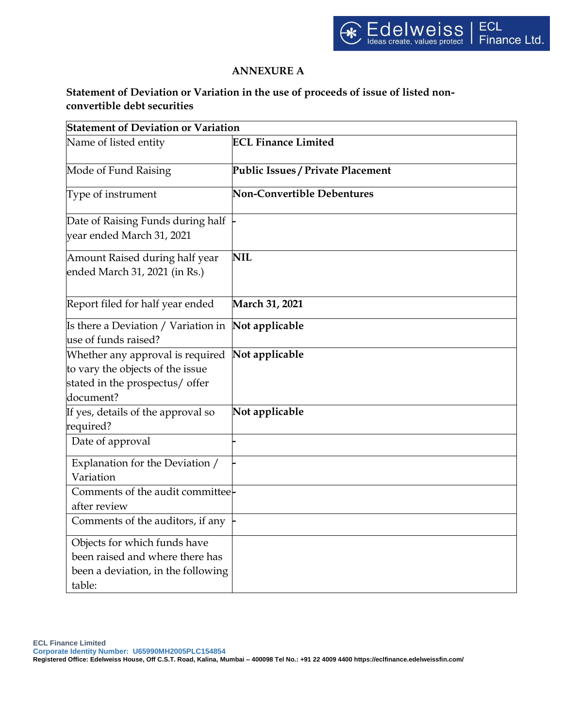## ANNEXURE A

**Statement of Deviation or Variation in the use of proceeds of issue of listed non-convertible debt securities**

| **Statement of Deviation or Variation** | |
|---|---|
| Name of listed entity | **ECL Finance Limited** |
| Mode of Fund Raising | **Public Issues / Private Placement** |
| Type of instrument | **Non-Convertible Debentures** |
| Date of Raising Funds during half year ended March 31, 2021 | - |
| Amount Raised during half year ended March 31, 2021 (in Rs.) | **NIL** |
| Report filed for half year ended | **March 31, 2021** |
| Is there a Deviation / Variation in use of funds raised? | **Not applicable** |
| Whether any approval is required to vary the objects of the issue stated in the prospectus/ offer document? | **Not applicable** |
| If yes, details of the approval so required? | **Not applicable** |
| Date of approval | - |
| Explanation for the Deviation / Variation | - |
| Comments of the audit committee after review | - |
| Comments of the auditors, if any | - |
| Objects for which funds have been raised and where there has been a deviation, in the following table: | |

**ECL Finance Limited**
**Corporate Identity Number: U65990MH2005PLC154854**
**Registered Office: Edelweiss House, Off C.S.T. Road, Kalina, Mumbai – 400098 Tel No.: +91 22 4009 4400 https://eclfinance.edelweissfin.com/**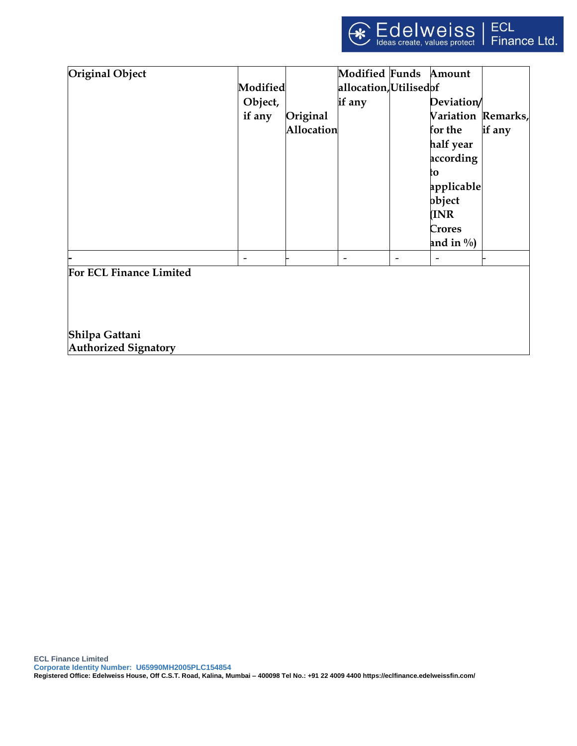| Original Object | Modified Object, if any | Original Allocation | Modified allocation, if any | Funds Utilised | Amount of Deviation/ Variation for the half year according to applicable object (INR Crores and in %) | Remarks, if any |
|---|---|---|---|---|---|---|
| - | - | - | - | - | - | - |

**For ECL Finance Limited**

**Shilpa Gattani**
**Authorized Signatory**

**ECL Finance Limited**
**Corporate Identity Number: U65990MH2005PLC154854**
**Registered Office: Edelweiss House, Off C.S.T. Road, Kalina, Mumbai – 400098 Tel No.: +91 22 4009 4400 https://eclfinance.edelweissfin.com/**